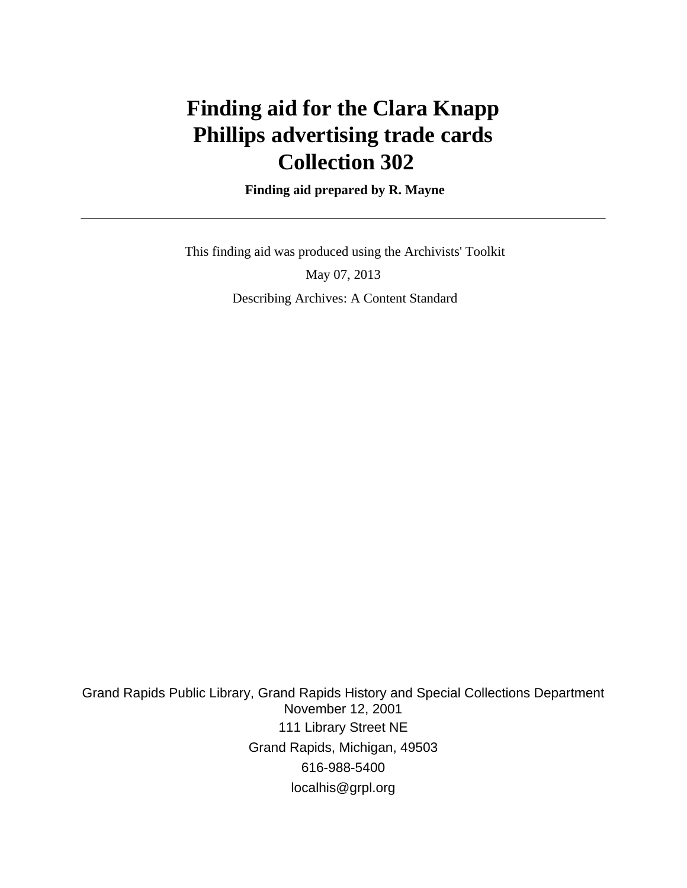# Finding aid for the Clara Knapp Phillips advertising trade cards Collection 302

**Finding aid prepared by R. Mayne**

---

This finding aid was produced using the Archivists' Toolkit

May 07, 2013

Describing Archives: A Content Standard

Grand Rapids Public Library, Grand Rapids History and Special Collections Department
November 12, 2001
111 Library Street NE
Grand Rapids, Michigan, 49503
616-988-5400
localhis@grpl.org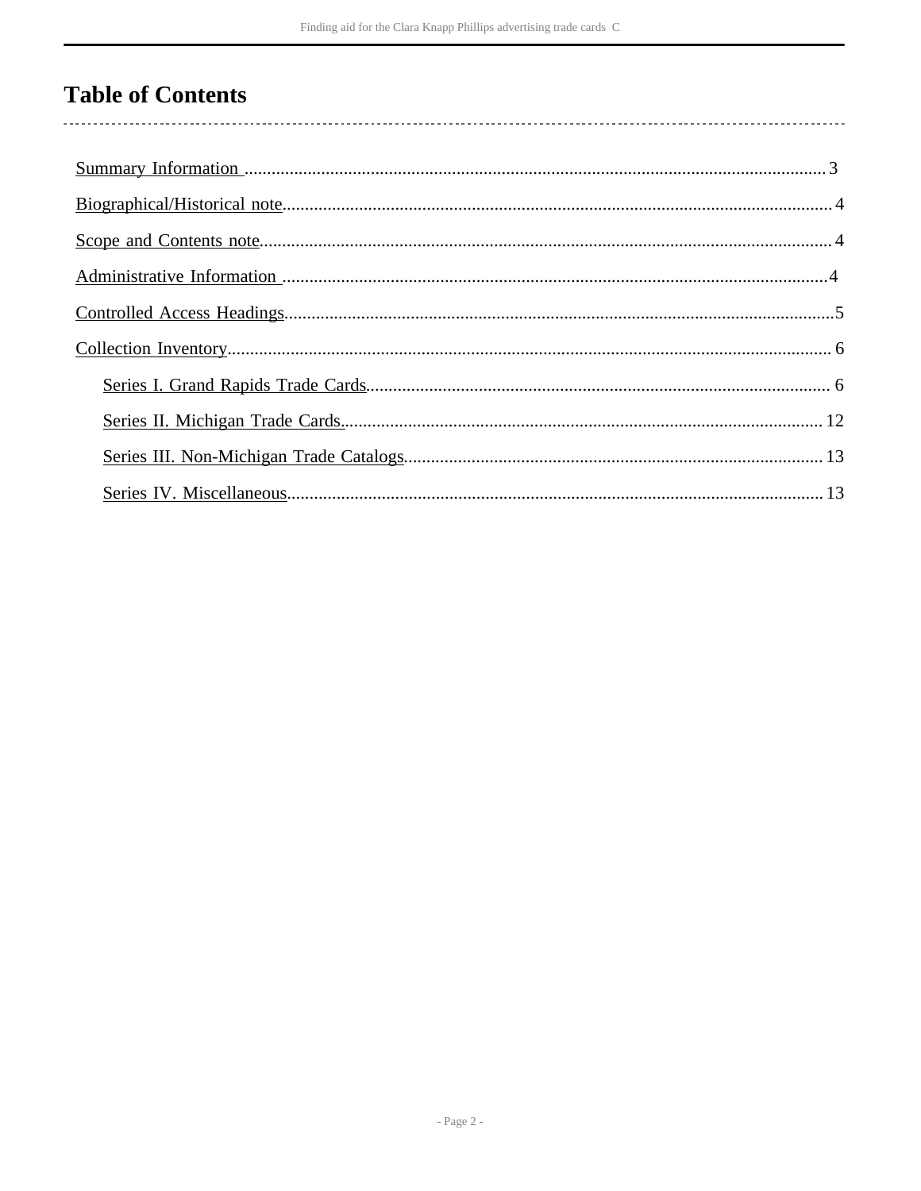# Table of Contents

- Summary Information ..... 3
- Biographical/Historical note ..... 4
- Scope and Contents note ..... 4
- Administrative Information ..... 4
- Controlled Access Headings ..... 5
- Collection Inventory ..... 6
  - Series I. Grand Rapids Trade Cards ..... 6
  - Series II. Michigan Trade Cards. ..... 12
  - Series III. Non-Michigan Trade Catalogs ..... 13
  - Series IV. Miscellaneous ..... 13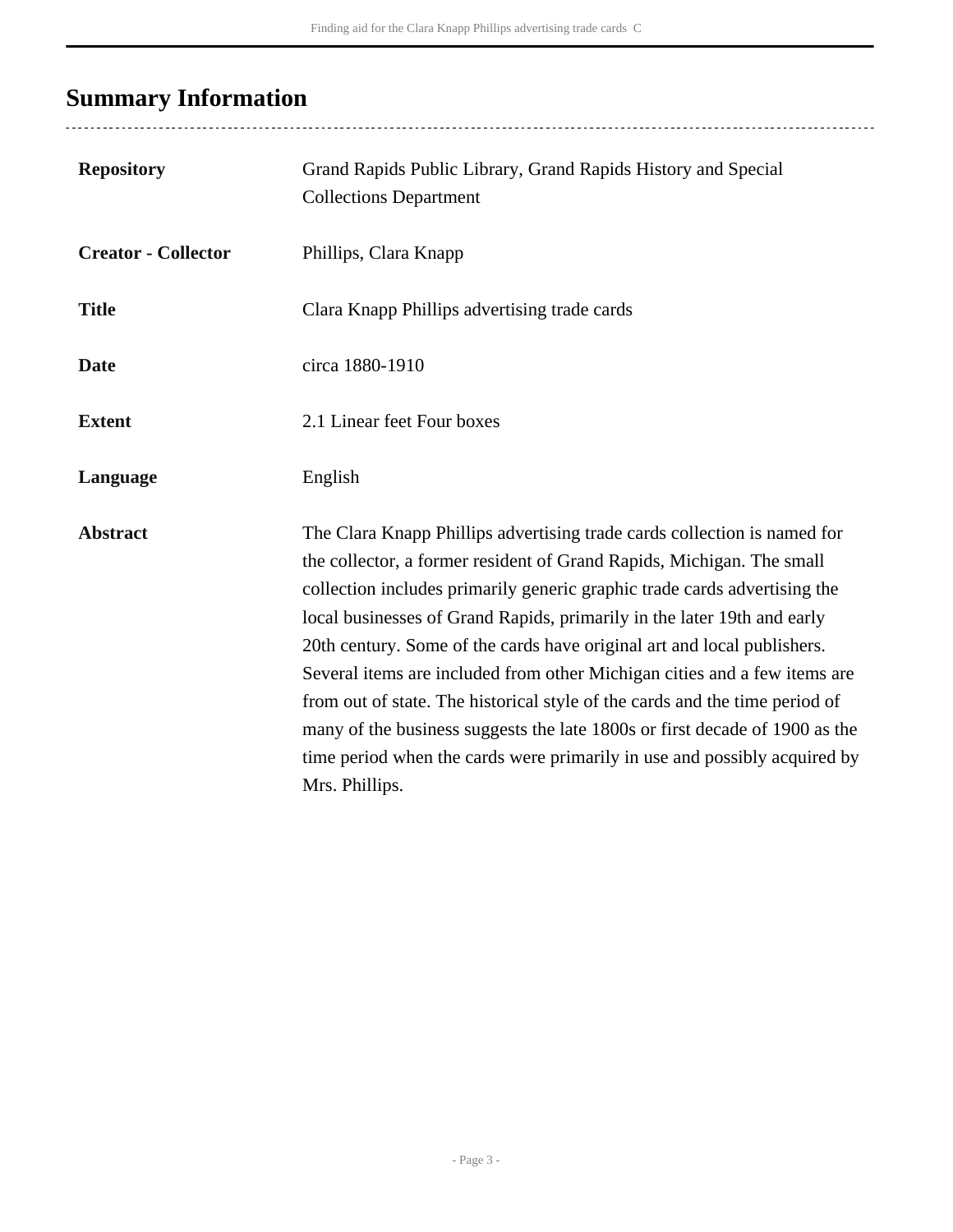## Summary Information

| | |
|---|---|
| **Repository** | Grand Rapids Public Library, Grand Rapids History and Special Collections Department |
| **Creator - Collector** | Phillips, Clara Knapp |
| **Title** | Clara Knapp Phillips advertising trade cards |
| **Date** | circa 1880-1910 |
| **Extent** | 2.1 Linear feet Four boxes |
| **Language** | English |
| **Abstract** | The Clara Knapp Phillips advertising trade cards collection is named for the collector, a former resident of Grand Rapids, Michigan. The small collection includes primarily generic graphic trade cards advertising the local businesses of Grand Rapids, primarily in the later 19th and early 20th century. Some of the cards have original art and local publishers. Several items are included from other Michigan cities and a few items are from out of state. The historical style of the cards and the time period of many of the business suggests the late 1800s or first decade of 1900 as the time period when the cards were primarily in use and possibly acquired by Mrs. Phillips. |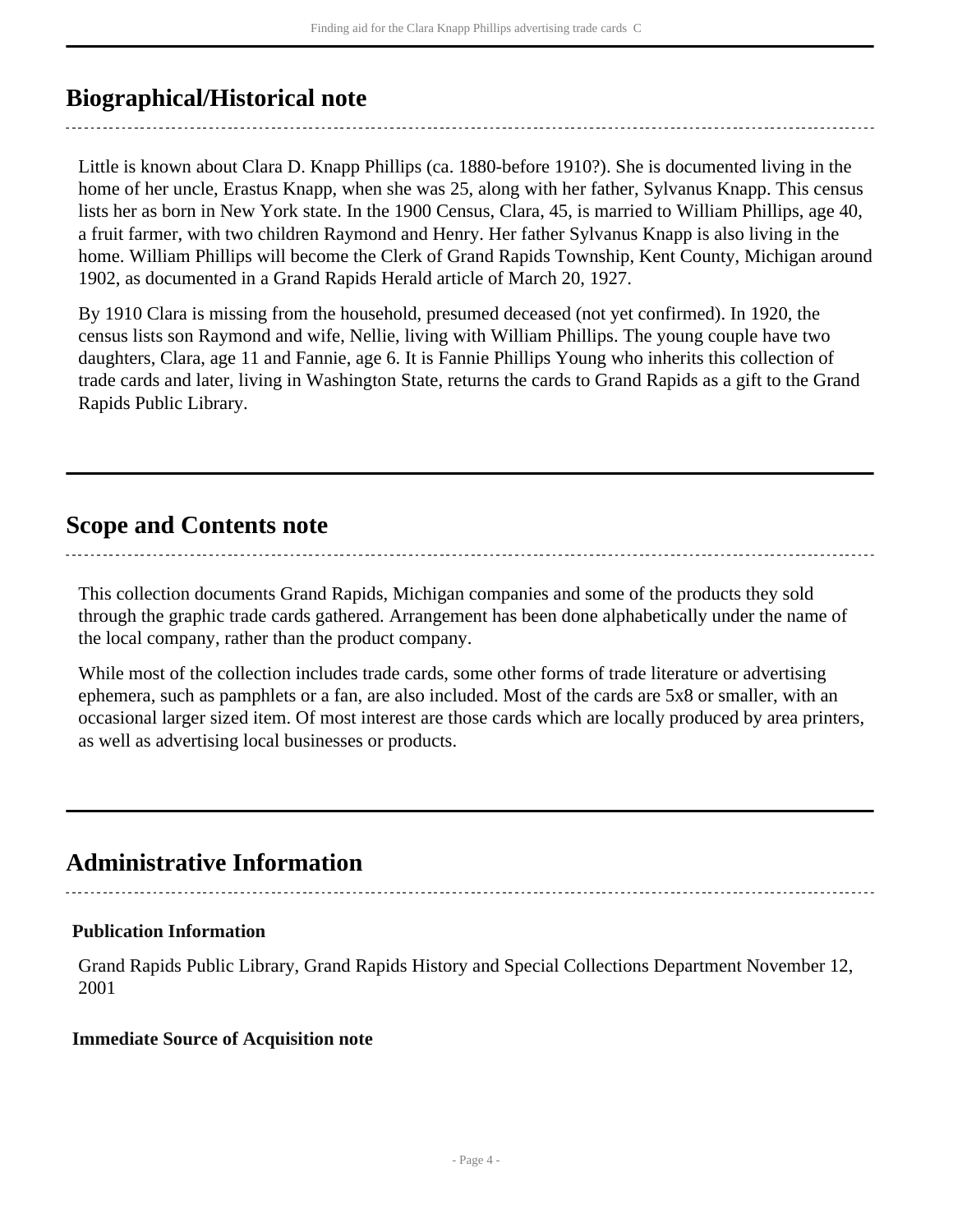## Biographical/Historical note

Little is known about Clara D. Knapp Phillips (ca. 1880-before 1910?). She is documented living in the home of her uncle, Erastus Knapp, when she was 25, along with her father, Sylvanus Knapp. This census lists her as born in New York state. In the 1900 Census, Clara, 45, is married to William Phillips, age 40, a fruit farmer, with two children Raymond and Henry. Her father Sylvanus Knapp is also living in the home. William Phillips will become the Clerk of Grand Rapids Township, Kent County, Michigan around 1902, as documented in a Grand Rapids Herald article of March 20, 1927.

By 1910 Clara is missing from the household, presumed deceased (not yet confirmed). In 1920, the census lists son Raymond and wife, Nellie, living with William Phillips. The young couple have two daughters, Clara, age 11 and Fannie, age 6. It is Fannie Phillips Young who inherits this collection of trade cards and later, living in Washington State, returns the cards to Grand Rapids as a gift to the Grand Rapids Public Library.

## Scope and Contents note

This collection documents Grand Rapids, Michigan companies and some of the products they sold through the graphic trade cards gathered. Arrangement has been done alphabetically under the name of the local company, rather than the product company.

While most of the collection includes trade cards, some other forms of trade literature or advertising ephemera, such as pamphlets or a fan, are also included. Most of the cards are 5x8 or smaller, with an occasional larger sized item. Of most interest are those cards which are locally produced by area printers, as well as advertising local businesses or products.

## Administrative Information

### Publication Information

Grand Rapids Public Library, Grand Rapids History and Special Collections Department November 12, 2001

### Immediate Source of Acquisition note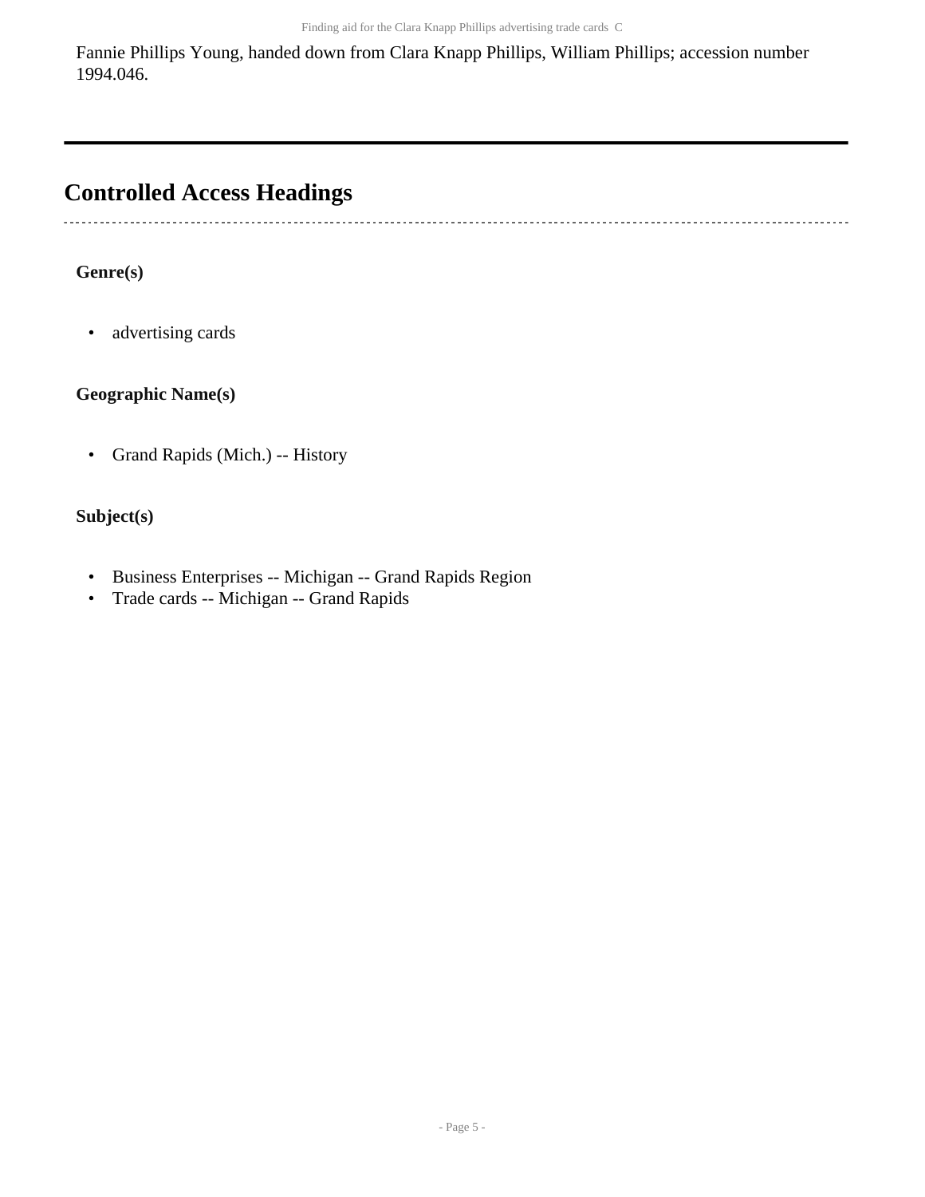Fannie Phillips Young, handed down from Clara Knapp Phillips, William Phillips; accession number 1994.046.

---

## Controlled Access Headings

**Genre(s)**

- advertising cards

**Geographic Name(s)**

- Grand Rapids (Mich.) -- History

**Subject(s)**

- Business Enterprises -- Michigan -- Grand Rapids Region
- Trade cards -- Michigan -- Grand Rapids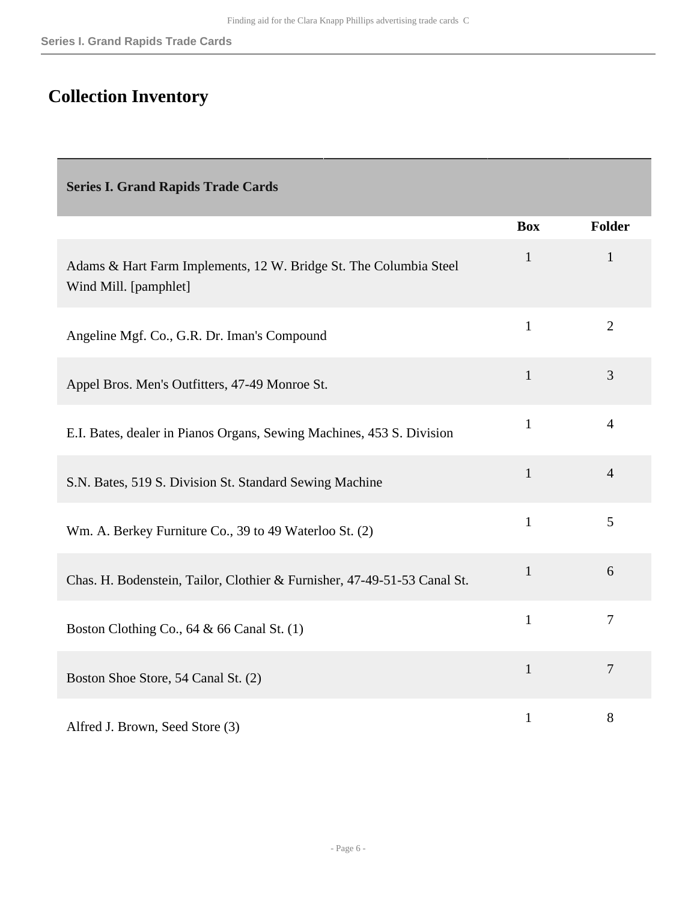# Collection Inventory

| Series I. Grand Rapids Trade Cards | Box | Folder |
|---|---|---|
| Adams & Hart Farm Implements, 12 W. Bridge St. The Columbia Steel Wind Mill. [pamphlet] | 1 | 1 |
| Angeline Mgf. Co., G.R. Dr. Iman's Compound | 1 | 2 |
| Appel Bros. Men's Outfitters, 47-49 Monroe St. | 1 | 3 |
| E.I. Bates, dealer in Pianos Organs, Sewing Machines, 453 S. Division | 1 | 4 |
| S.N. Bates, 519 S. Division St. Standard Sewing Machine | 1 | 4 |
| Wm. A. Berkey Furniture Co., 39 to 49 Waterloo St. (2) | 1 | 5 |
| Chas. H. Bodenstein, Tailor, Clothier & Furnisher, 47-49-51-53 Canal St. | 1 | 6 |
| Boston Clothing Co., 64 & 66 Canal St. (1) | 1 | 7 |
| Boston Shoe Store, 54 Canal St. (2) | 1 | 7 |
| Alfred J. Brown, Seed Store (3) | 1 | 8 |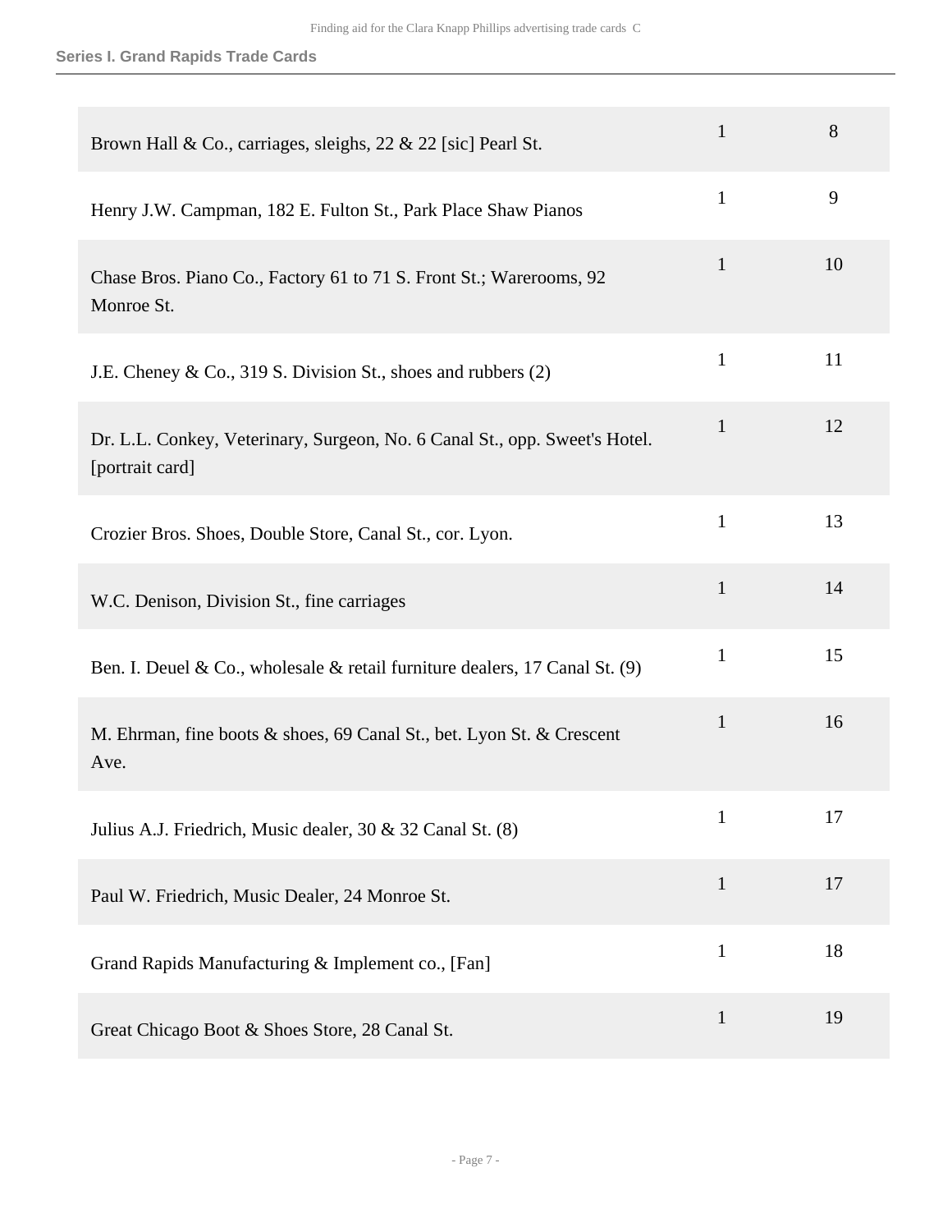| | | |
|---|---|---|
| Brown Hall & Co., carriages, sleighs, 22 & 22 [sic] Pearl St. | 1 | 8 |
| Henry J.W. Campman, 182 E. Fulton St., Park Place Shaw Pianos | 1 | 9 |
| Chase Bros. Piano Co., Factory 61 to 71 S. Front St.; Warerooms, 92 Monroe St. | 1 | 10 |
| J.E. Cheney & Co., 319 S. Division St., shoes and rubbers (2) | 1 | 11 |
| Dr. L.L. Conkey, Veterinary, Surgeon, No. 6 Canal St., opp. Sweet's Hotel. [portrait card] | 1 | 12 |
| Crozier Bros. Shoes, Double Store, Canal St., cor. Lyon. | 1 | 13 |
| W.C. Denison, Division St., fine carriages | 1 | 14 |
| Ben. I. Deuel & Co., wholesale & retail furniture dealers, 17 Canal St. (9) | 1 | 15 |
| M. Ehrman, fine boots & shoes, 69 Canal St., bet. Lyon St. & Crescent Ave. | 1 | 16 |
| Julius A.J. Friedrich, Music dealer, 30 & 32 Canal St. (8) | 1 | 17 |
| Paul W. Friedrich, Music Dealer, 24 Monroe St. | 1 | 17 |
| Grand Rapids Manufacturing & Implement co., [Fan] | 1 | 18 |
| Great Chicago Boot & Shoes Store, 28 Canal St. | 1 | 19 |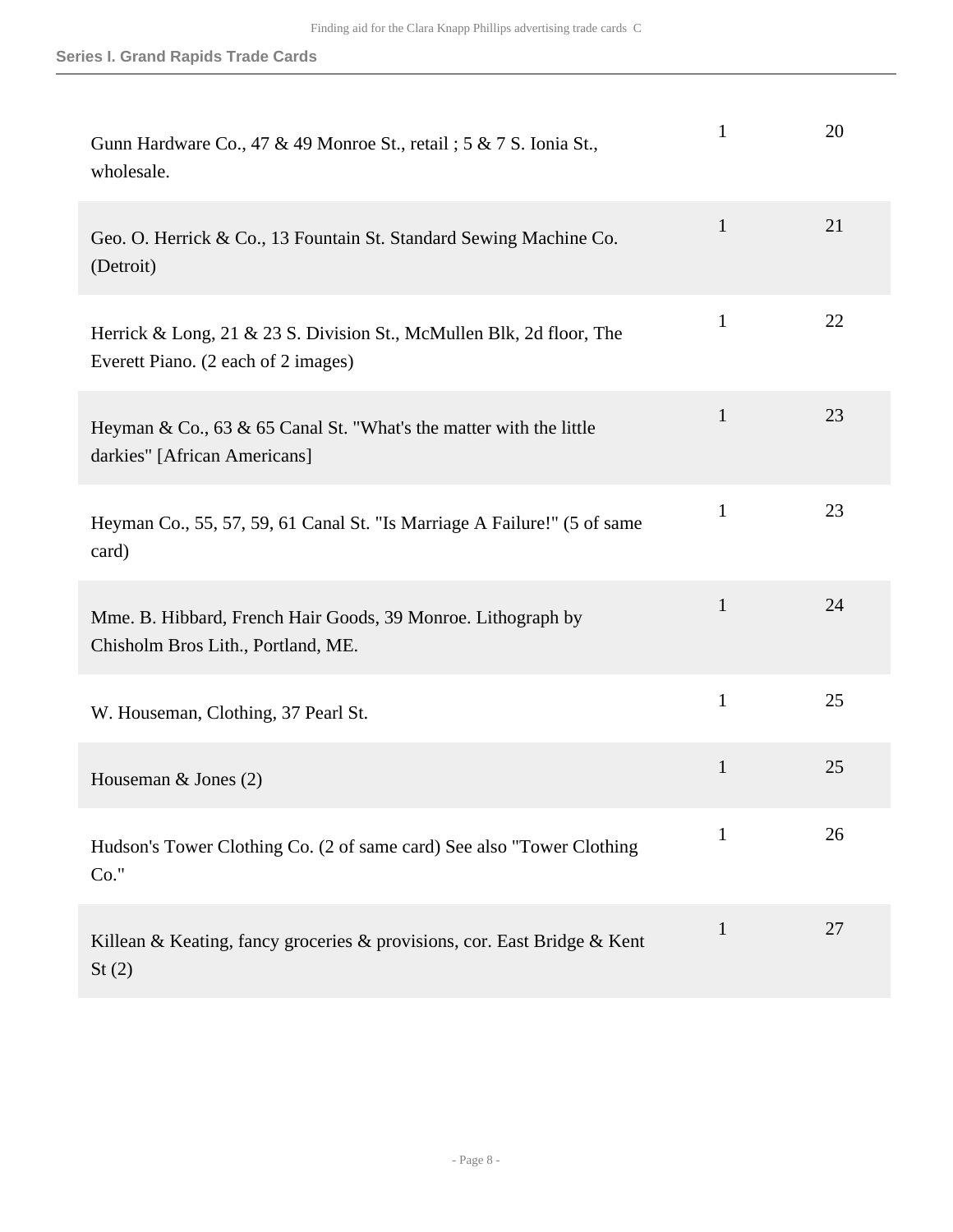| | | |
|---|---|---|
| Gunn Hardware Co., 47 & 49 Monroe St., retail ; 5 & 7 S. Ionia St., wholesale. | 1 | 20 |
| Geo. O. Herrick & Co., 13 Fountain St. Standard Sewing Machine Co. (Detroit) | 1 | 21 |
| Herrick & Long, 21 & 23 S. Division St., McMullen Blk, 2d floor, The Everett Piano. (2 each of 2 images) | 1 | 22 |
| Heyman & Co., 63 & 65 Canal St. "What's the matter with the little darkies" [African Americans] | 1 | 23 |
| Heyman Co., 55, 57, 59, 61 Canal St. "Is Marriage A Failure!" (5 of same card) | 1 | 23 |
| Mme. B. Hibbard, French Hair Goods, 39 Monroe. Lithograph by Chisholm Bros Lith., Portland, ME. | 1 | 24 |
| W. Houseman, Clothing, 37 Pearl St. | 1 | 25 |
| Houseman & Jones (2) | 1 | 25 |
| Hudson's Tower Clothing Co. (2 of same card) See also "Tower Clothing Co." | 1 | 26 |
| Killean & Keating, fancy groceries & provisions, cor. East Bridge & Kent St (2) | 1 | 27 |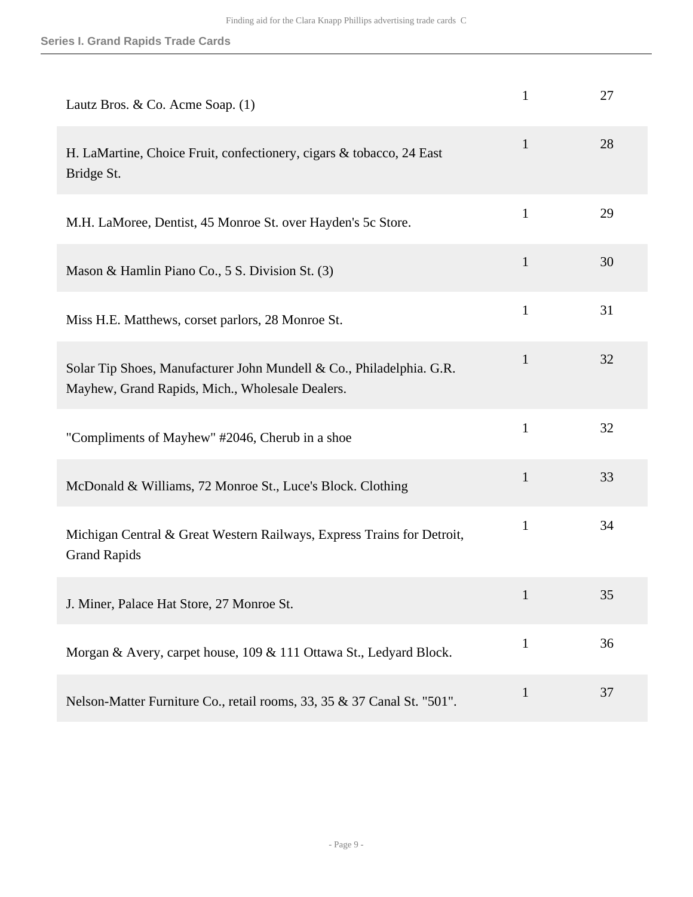## Series I. Grand Rapids Trade Cards

| | | |
|---|---|---|
| Lautz Bros. & Co. Acme Soap. (1) | 1 | 27 |
| H. LaMartine, Choice Fruit, confectionery, cigars & tobacco, 24 East Bridge St. | 1 | 28 |
| M.H. LaMoree, Dentist, 45 Monroe St. over Hayden's 5c Store. | 1 | 29 |
| Mason & Hamlin Piano Co., 5 S. Division St. (3) | 1 | 30 |
| Miss H.E. Matthews, corset parlors, 28 Monroe St. | 1 | 31 |
| Solar Tip Shoes, Manufacturer John Mundell & Co., Philadelphia. G.R. Mayhew, Grand Rapids, Mich., Wholesale Dealers. | 1 | 32 |
| "Compliments of Mayhew" #2046, Cherub in a shoe | 1 | 32 |
| McDonald & Williams, 72 Monroe St., Luce's Block. Clothing | 1 | 33 |
| Michigan Central & Great Western Railways, Express Trains for Detroit, Grand Rapids | 1 | 34 |
| J. Miner, Palace Hat Store, 27 Monroe St. | 1 | 35 |
| Morgan & Avery, carpet house, 109 & 111 Ottawa St., Ledyard Block. | 1 | 36 |
| Nelson-Matter Furniture Co., retail rooms, 33, 35 & 37 Canal St. "501". | 1 | 37 |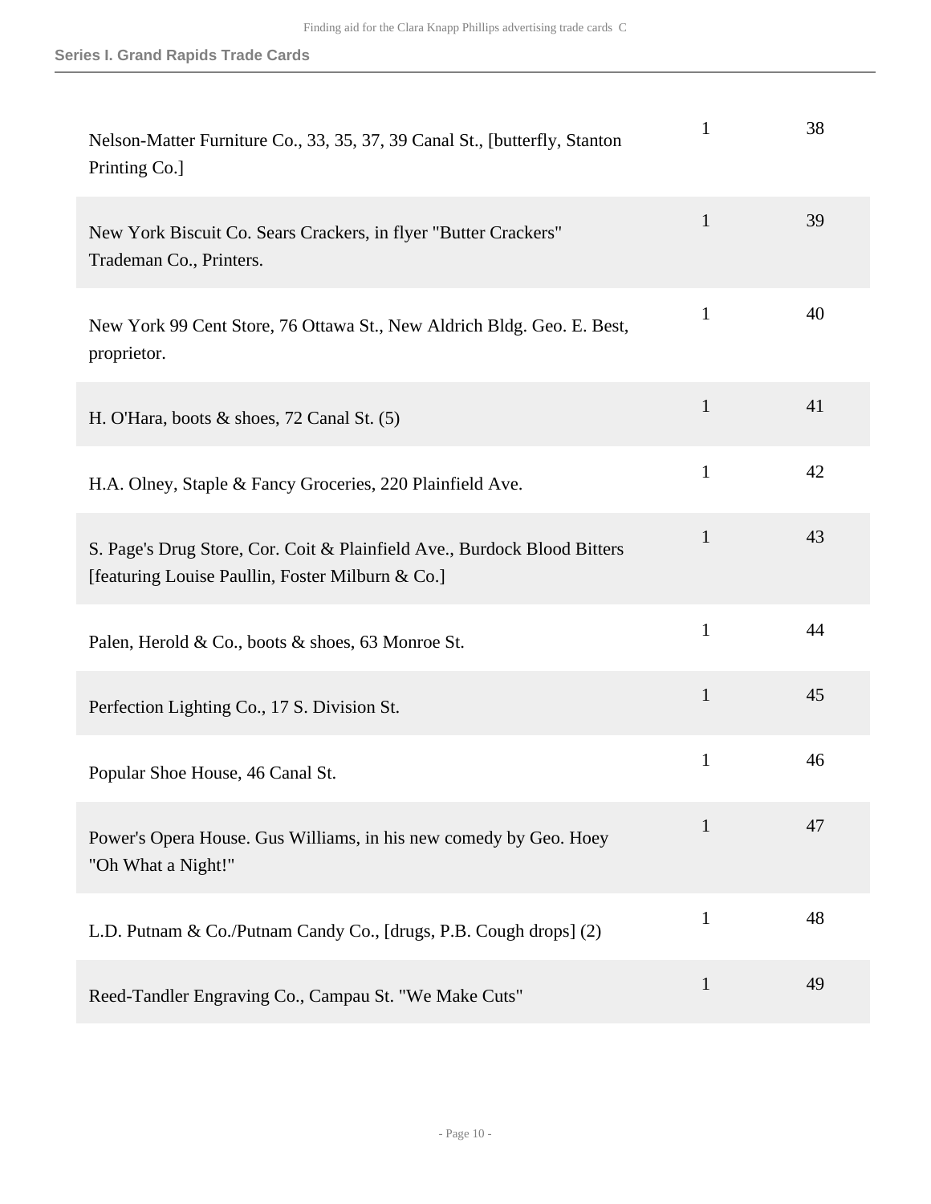### Series I. Grand Rapids Trade Cards

| | | |
|---|---|---|
| Nelson-Matter Furniture Co., 33, 35, 37, 39 Canal St., [butterfly, Stanton Printing Co.] | 1 | 38 |
| New York Biscuit Co. Sears Crackers, in flyer "Butter Crackers" Trademan Co., Printers. | 1 | 39 |
| New York 99 Cent Store, 76 Ottawa St., New Aldrich Bldg. Geo. E. Best, proprietor. | 1 | 40 |
| H. O'Hara, boots & shoes, 72 Canal St. (5) | 1 | 41 |
| H.A. Olney, Staple & Fancy Groceries, 220 Plainfield Ave. | 1 | 42 |
| S. Page's Drug Store, Cor. Coit & Plainfield Ave., Burdock Blood Bitters [featuring Louise Paullin, Foster Milburn & Co.] | 1 | 43 |
| Palen, Herold & Co., boots & shoes, 63 Monroe St. | 1 | 44 |
| Perfection Lighting Co., 17 S. Division St. | 1 | 45 |
| Popular Shoe House, 46 Canal St. | 1 | 46 |
| Power's Opera House. Gus Williams, in his new comedy by Geo. Hoey "Oh What a Night!" | 1 | 47 |
| L.D. Putnam & Co./Putnam Candy Co., [drugs, P.B. Cough drops] (2) | 1 | 48 |
| Reed-Tandler Engraving Co., Campau St. "We Make Cuts" | 1 | 49 |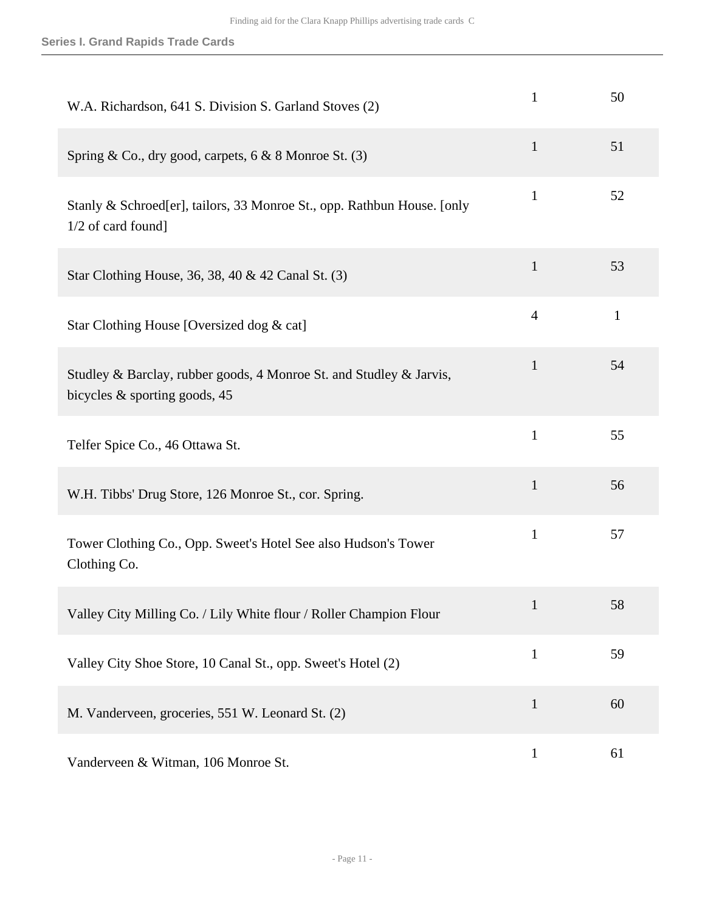| | | |
|---|---|---|
| W.A. Richardson, 641 S. Division S. Garland Stoves (2) | 1 | 50 |
| Spring & Co., dry good, carpets, 6 & 8 Monroe St. (3) | 1 | 51 |
| Stanly & Schroed[er], tailors, 33 Monroe St., opp. Rathbun House. [only 1/2 of card found] | 1 | 52 |
| Star Clothing House, 36, 38, 40 & 42 Canal St. (3) | 1 | 53 |
| Star Clothing House [Oversized dog & cat] | 4 | 1 |
| Studley & Barclay, rubber goods, 4 Monroe St. and Studley & Jarvis, bicycles & sporting goods, 45 | 1 | 54 |
| Telfer Spice Co., 46 Ottawa St. | 1 | 55 |
| W.H. Tibbs' Drug Store, 126 Monroe St., cor. Spring. | 1 | 56 |
| Tower Clothing Co., Opp. Sweet's Hotel See also Hudson's Tower Clothing Co. | 1 | 57 |
| Valley City Milling Co. / Lily White flour / Roller Champion Flour | 1 | 58 |
| Valley City Shoe Store, 10 Canal St., opp. Sweet's Hotel (2) | 1 | 59 |
| M. Vanderveen, groceries, 551 W. Leonard St. (2) | 1 | 60 |
| Vanderveen & Witman, 106 Monroe St. | 1 | 61 |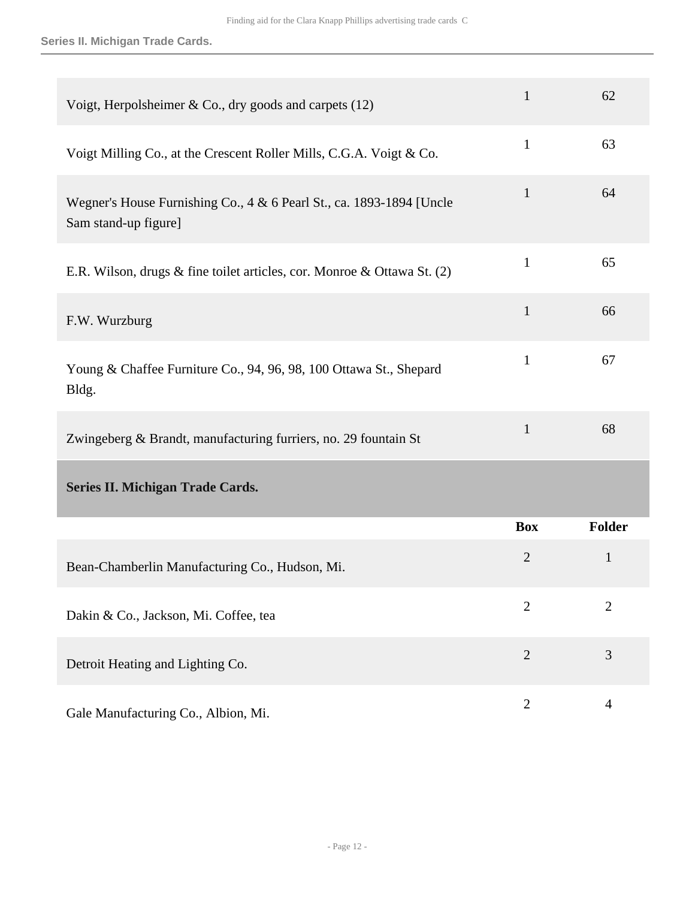| | | |
|---|---|---|
| Voigt, Herpolsheimer & Co., dry goods and carpets (12) | 1 | 62 |
| Voigt Milling Co., at the Crescent Roller Mills, C.G.A. Voigt & Co. | 1 | 63 |
| Wegner's House Furnishing Co., 4 & 6 Pearl St., ca. 1893-1894 [Uncle Sam stand-up figure] | 1 | 64 |
| E.R. Wilson, drugs & fine toilet articles, cor. Monroe & Ottawa St. (2) | 1 | 65 |
| F.W. Wurzburg | 1 | 66 |
| Young & Chaffee Furniture Co., 94, 96, 98, 100 Ottawa St., Shepard Bldg. | 1 | 67 |
| Zwingeberg & Brandt, manufacturing furriers, no. 29 fountain St | 1 | 68 |

## Series II. Michigan Trade Cards.

| | Box | Folder |
|---|---|---|
| Bean-Chamberlin Manufacturing Co., Hudson, Mi. | 2 | 1 |
| Dakin & Co., Jackson, Mi. Coffee, tea | 2 | 2 |
| Detroit Heating and Lighting Co. | 2 | 3 |
| Gale Manufacturing Co., Albion, Mi. | 2 | 4 |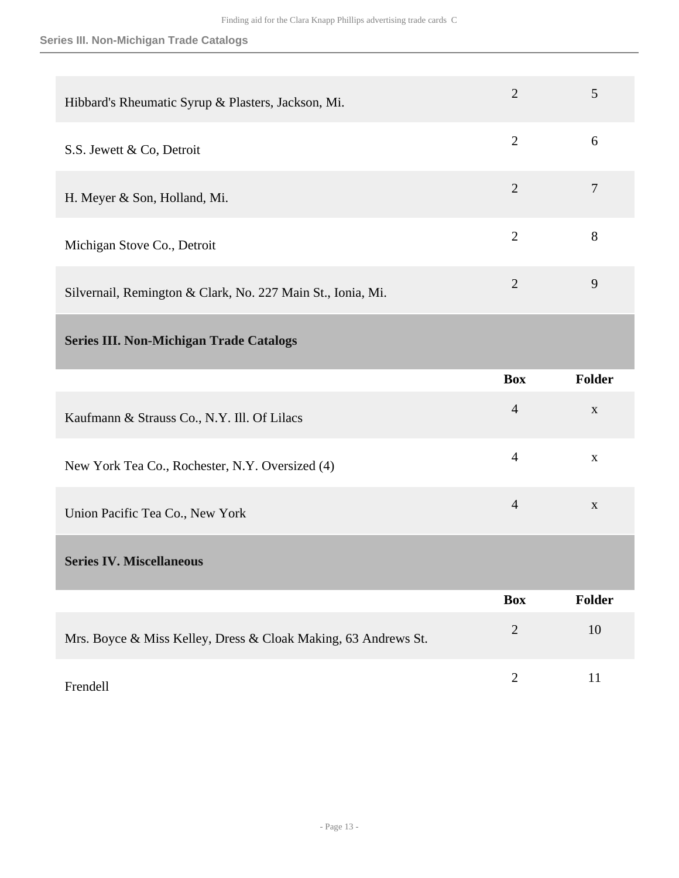| | Box | Folder |
| --- | --- | --- |
| Hibbard's Rheumatic Syrup & Plasters, Jackson, Mi. | 2 | 5 |
| S.S. Jewett & Co, Detroit | 2 | 6 |
| H. Meyer & Son, Holland, Mi. | 2 | 7 |
| Michigan Stove Co., Detroit | 2 | 8 |
| Silvernail, Remington & Clark, No. 227 Main St., Ionia, Mi. | 2 | 9 |

## Series III. Non-Michigan Trade Catalogs

| | Box | Folder |
| --- | --- | --- |
| Kaufmann & Strauss Co., N.Y. Ill. Of Lilacs | 4 | x |
| New York Tea Co., Rochester, N.Y. Oversized (4) | 4 | x |
| Union Pacific Tea Co., New York | 4 | x |

## Series IV. Miscellaneous

| | Box | Folder |
| --- | --- | --- |
| Mrs. Boyce & Miss Kelley, Dress & Cloak Making, 63 Andrews St. | 2 | 10 |
| Frendell | 2 | 11 |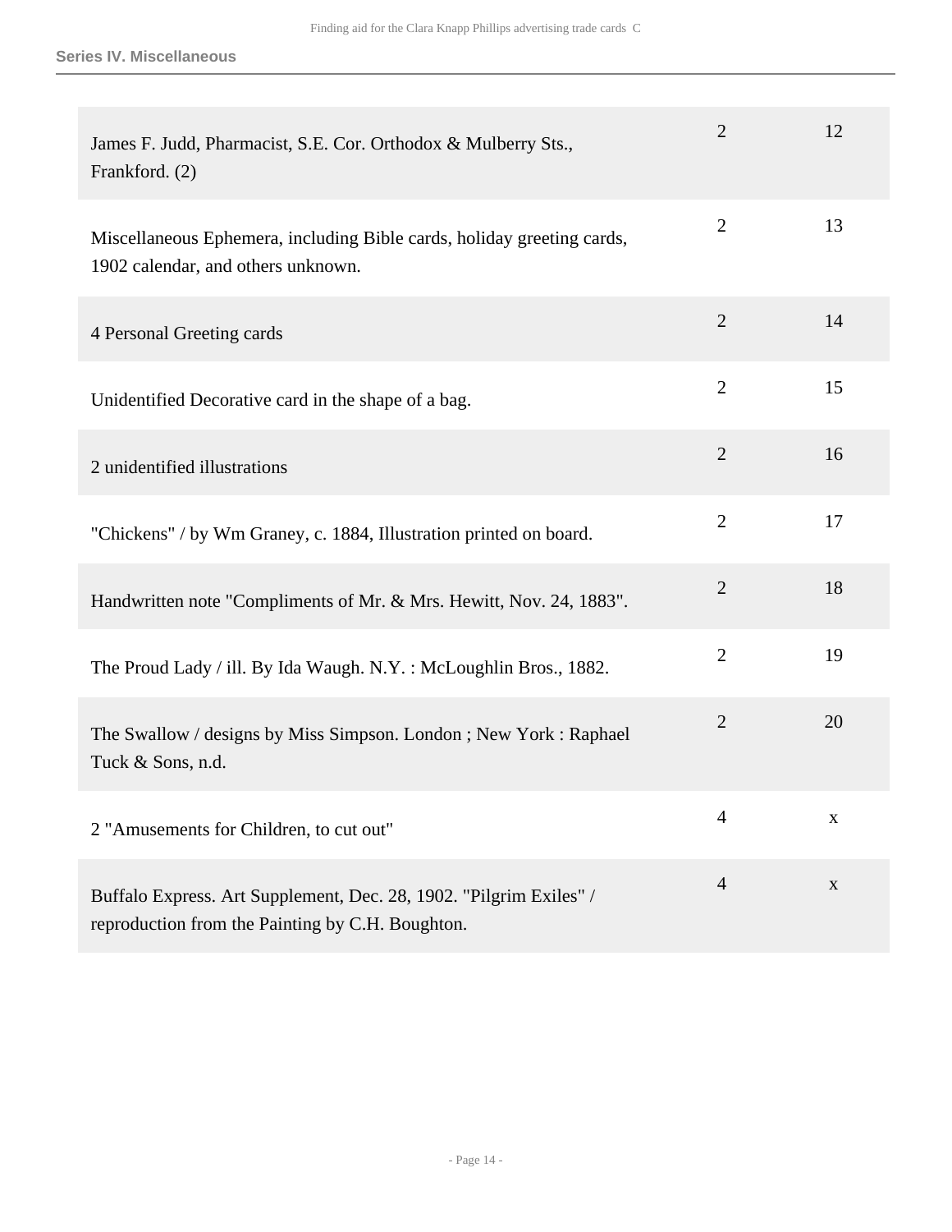| | | |
|---|---|---|
| James F. Judd, Pharmacist, S.E. Cor. Orthodox & Mulberry Sts., Frankford. (2) | 2 | 12 |
| Miscellaneous Ephemera, including Bible cards, holiday greeting cards, 1902 calendar, and others unknown. | 2 | 13 |
| 4 Personal Greeting cards | 2 | 14 |
| Unidentified Decorative card in the shape of a bag. | 2 | 15 |
| 2 unidentified illustrations | 2 | 16 |
| "Chickens" / by Wm Graney, c. 1884, Illustration printed on board. | 2 | 17 |
| Handwritten note "Compliments of Mr. & Mrs. Hewitt, Nov. 24, 1883". | 2 | 18 |
| The Proud Lady / ill. By Ida Waugh. N.Y. : McLoughlin Bros., 1882. | 2 | 19 |
| The Swallow / designs by Miss Simpson. London ; New York : Raphael Tuck & Sons, n.d. | 2 | 20 |
| 2 "Amusements for Children, to cut out" | 4 | x |
| Buffalo Express. Art Supplement, Dec. 28, 1902. "Pilgrim Exiles" / reproduction from the Painting by C.H. Boughton. | 4 | x |